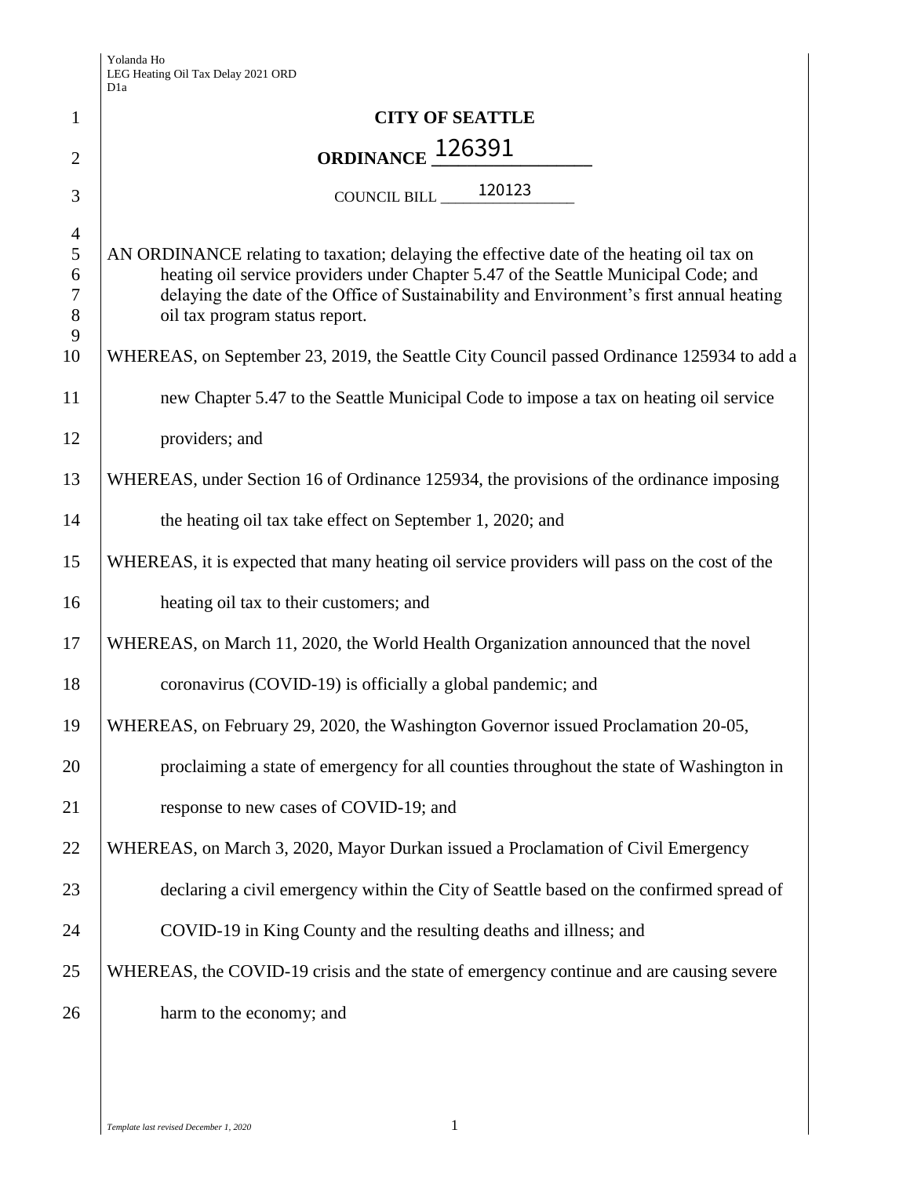# CITY OF SEATTLE

## ORDINANCE 126391

COUNCIL BILL 120123

AN ORDINANCE relating to taxation; delaying the effective date of the heating oil tax on heating oil service providers under Chapter 5.47 of the Seattle Municipal Code; and delaying the date of the Office of Sustainability and Environment's first annual heating oil tax program status report.

WHEREAS, on September 23, 2019, the Seattle City Council passed Ordinance 125934 to add a new Chapter 5.47 to the Seattle Municipal Code to impose a tax on heating oil service providers; and

WHEREAS, under Section 16 of Ordinance 125934, the provisions of the ordinance imposing the heating oil tax take effect on September 1, 2020; and

WHEREAS, it is expected that many heating oil service providers will pass on the cost of the heating oil tax to their customers; and

WHEREAS, on March 11, 2020, the World Health Organization announced that the novel coronavirus (COVID-19) is officially a global pandemic; and

WHEREAS, on February 29, 2020, the Washington Governor issued Proclamation 20-05, proclaiming a state of emergency for all counties throughout the state of Washington in response to new cases of COVID-19; and

WHEREAS, on March 3, 2020, Mayor Durkan issued a Proclamation of Civil Emergency declaring a civil emergency within the City of Seattle based on the confirmed spread of COVID-19 in King County and the resulting deaths and illness; and

WHEREAS, the COVID-19 crisis and the state of emergency continue and are causing severe harm to the economy; and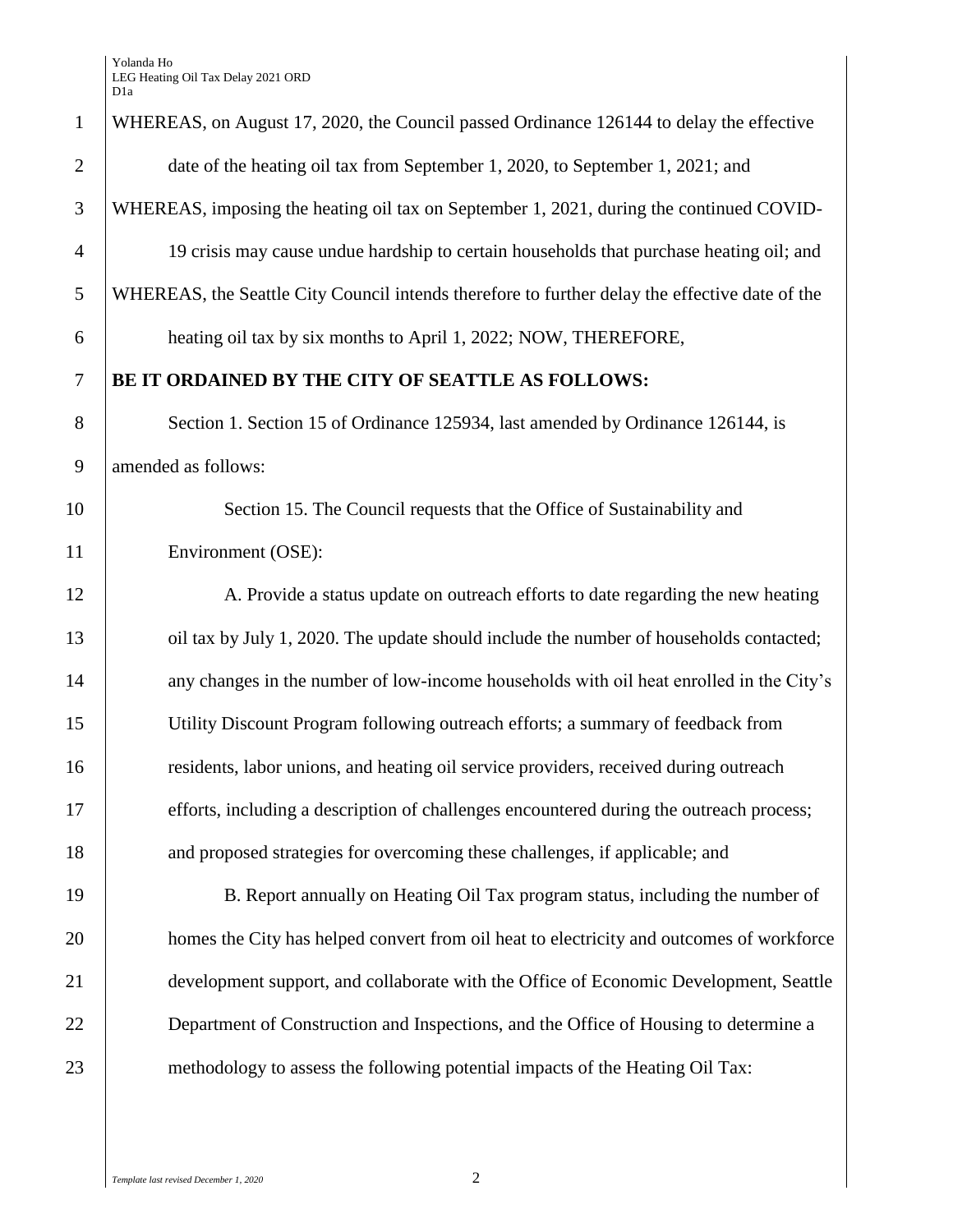WHEREAS, on August 17, 2020, the Council passed Ordinance 126144 to delay the effective date of the heating oil tax from September 1, 2020, to September 1, 2021; and

WHEREAS, imposing the heating oil tax on September 1, 2021, during the continued COVID-19 crisis may cause undue hardship to certain households that purchase heating oil; and

WHEREAS, the Seattle City Council intends therefore to further delay the effective date of the heating oil tax by six months to April 1, 2022; NOW, THEREFORE,

**BE IT ORDAINED BY THE CITY OF SEATTLE AS FOLLOWS:**

Section 1. Section 15 of Ordinance 125934, last amended by Ordinance 126144, is amended as follows:

Section 15. The Council requests that the Office of Sustainability and Environment (OSE):

A. Provide a status update on outreach efforts to date regarding the new heating oil tax by July 1, 2020. The update should include the number of households contacted; any changes in the number of low-income households with oil heat enrolled in the City's Utility Discount Program following outreach efforts; a summary of feedback from residents, labor unions, and heating oil service providers, received during outreach efforts, including a description of challenges encountered during the outreach process; and proposed strategies for overcoming these challenges, if applicable; and

B. Report annually on Heating Oil Tax program status, including the number of homes the City has helped convert from oil heat to electricity and outcomes of workforce development support, and collaborate with the Office of Economic Development, Seattle Department of Construction and Inspections, and the Office of Housing to determine a methodology to assess the following potential impacts of the Heating Oil Tax: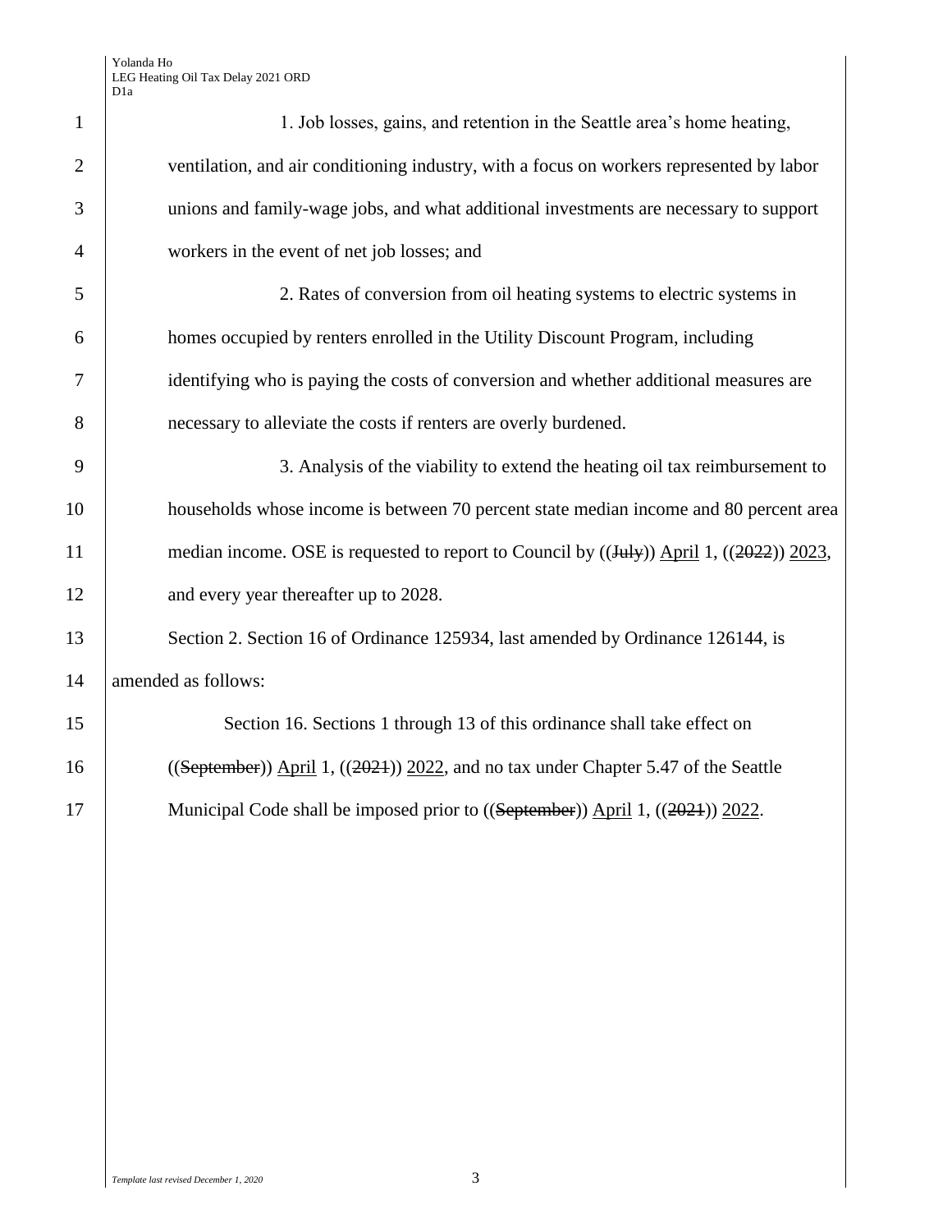1. Job losses, gains, and retention in the Seattle area's home heating, ventilation, and air conditioning industry, with a focus on workers represented by labor unions and family-wage jobs, and what additional investments are necessary to support workers in the event of net job losses; and

2. Rates of conversion from oil heating systems to electric systems in homes occupied by renters enrolled in the Utility Discount Program, including identifying who is paying the costs of conversion and whether additional measures are necessary to alleviate the costs if renters are overly burdened.

3. Analysis of the viability to extend the heating oil tax reimbursement to households whose income is between 70 percent state median income and 80 percent area median income. OSE is requested to report to Council by ((~~July~~)) April 1, ((~~2022~~)) 2023, and every year thereafter up to 2028.

Section 2. Section 16 of Ordinance 125934, last amended by Ordinance 126144, is amended as follows:

Section 16. Sections 1 through 13 of this ordinance shall take effect on ((~~September~~)) April 1, ((~~2021~~)) 2022, and no tax under Chapter 5.47 of the Seattle Municipal Code shall be imposed prior to ((~~September~~)) April 1, ((~~2021~~)) 2022.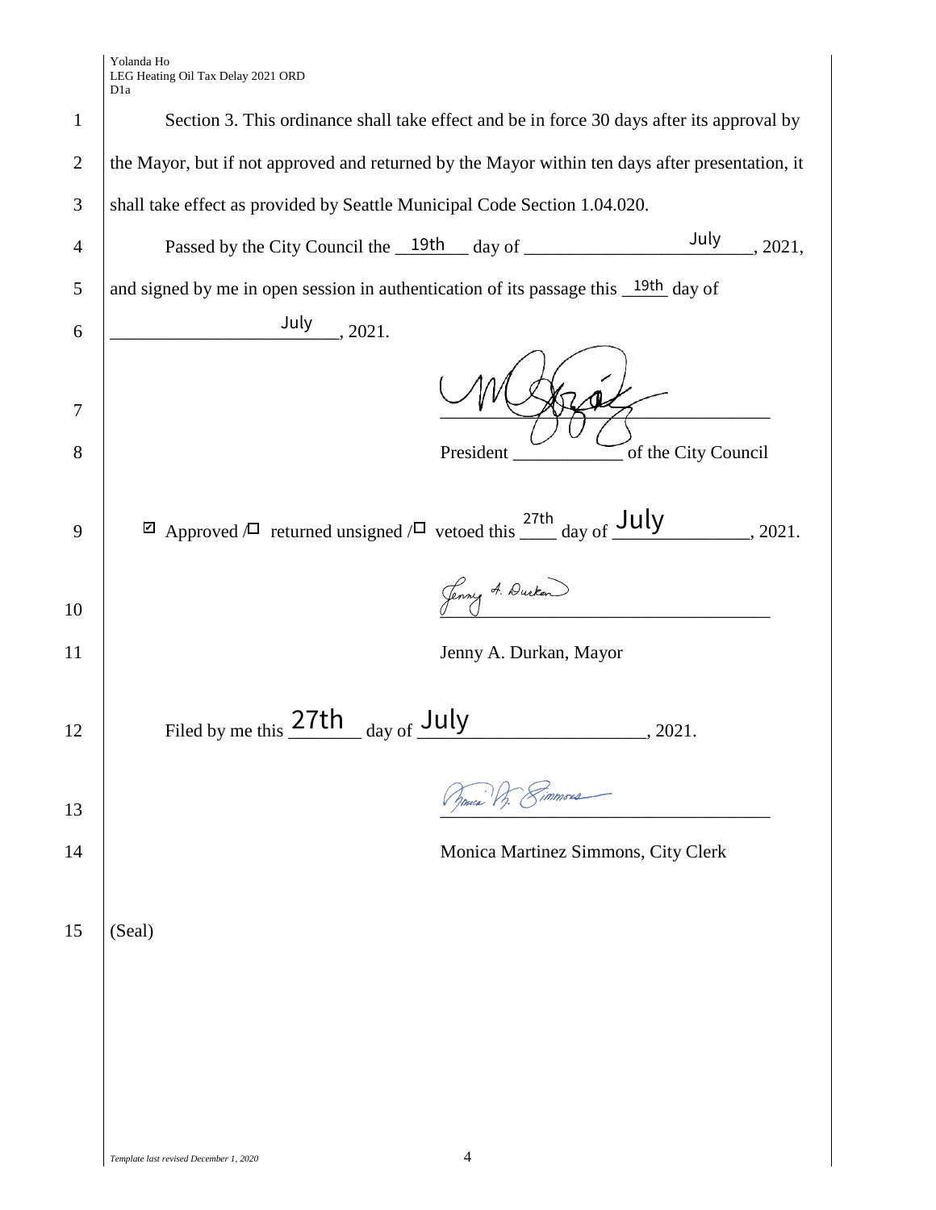Section 3. This ordinance shall take effect and be in force 30 days after its approval by the Mayor, but if not approved and returned by the Mayor within ten days after presentation, it shall take effect as provided by Seattle Municipal Code Section 1.04.020.

Passed by the City Council the 19th day of July, 2021, and signed by me in open session in authentication of its passage this 19th day of July, 2021.

____________________________________

President ____________ of the City Council

☑ Approved / ☐ returned unsigned / ☐ vetoed this 27th day of July, 2021.

____________________________________

Jenny A. Durkan, Mayor

Filed by me this 27th day of July, 2021.

____________________________________

Monica Martinez Simmons, City Clerk

(Seal)